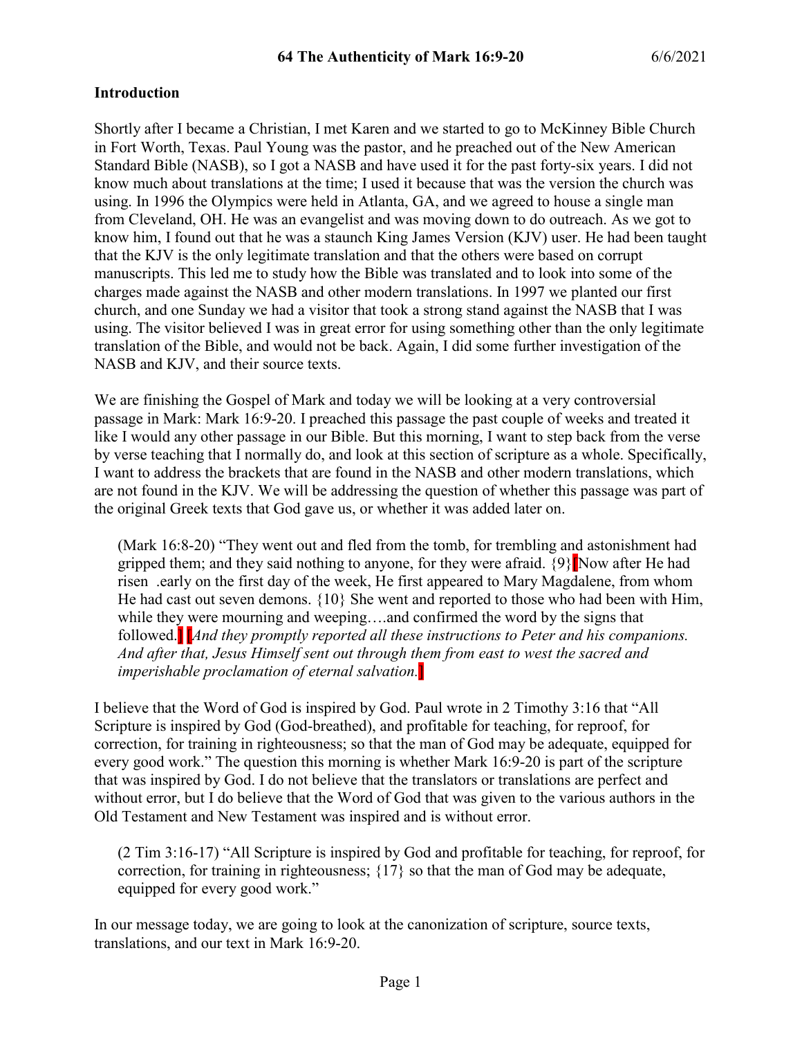**Introduction**

Shortly after I became a Christian, I met Karen and we started to go to McKinney Bible Church in Fort Worth, Texas. Paul Young was the pastor, and he preached out of the New American Standard Bible (NASB), so I got a NASB and have used it for the past forty-six years. I did not know much about translations at the time; I used it because that was the version the church was using. In 1996 the Olympics were held in Atlanta, GA, and we agreed to house a single man from Cleveland, OH. He was an evangelist and was moving down to do outreach. As we got to know him, I found out that he was a staunch King James Version (KJV) user. He had been taught that the KJV is the only legitimate translation and that the others were based on corrupt manuscripts. This led me to study how the Bible was translated and to look into some of the charges made against the NASB and other modern translations. In 1997 we planted our first church, and one Sunday we had a visitor that took a strong stand against the NASB that I was using. The visitor believed I was in great error for using something other than the only legitimate translation of the Bible, and would not be back. Again, I did some further investigation of the NASB and KJV, and their source texts.

We are finishing the Gospel of Mark and today we will be looking at a very controversial passage in Mark: Mark 16:9-20. I preached this passage the past couple of weeks and treated it like I would any other passage in our Bible. But this morning, I want to step back from the verse by verse teaching that I normally do, and look at this section of scripture as a whole. Specifically, I want to address the brackets that are found in the NASB and other modern translations, which are not found in the KJV. We will be addressing the question of whether this passage was part of the original Greek texts that God gave us, or whether it was added later on.

> (Mark 16:8-20) "They went out and fled from the tomb, for trembling and astonishment had gripped them; and they said nothing to anyone, for they were afraid. {9} [Now after He had risen .early on the first day of the week, He first appeared to Mary Magdalene, from whom He had cast out seven demons. {10} She went and reported to those who had been with Him, while they were mourning and weeping….and confirmed the word by the signs that followed.] [*And they promptly reported all these instructions to Peter and his companions. And after that, Jesus Himself sent out through them from east to west the sacred and imperishable proclamation of eternal salvation.*]

I believe that the Word of God is inspired by God. Paul wrote in 2 Timothy 3:16 that "All Scripture is inspired by God (God-breathed), and profitable for teaching, for reproof, for correction, for training in righteousness; so that the man of God may be adequate, equipped for every good work." The question this morning is whether Mark 16:9-20 is part of the scripture that was inspired by God. I do not believe that the translators or translations are perfect and without error, but I do believe that the Word of God that was given to the various authors in the Old Testament and New Testament was inspired and is without error.

> (2 Tim 3:16-17) "All Scripture is inspired by God and profitable for teaching, for reproof, for correction, for training in righteousness; {17} so that the man of God may be adequate, equipped for every good work."

In our message today, we are going to look at the canonization of scripture, source texts, translations, and our text in Mark 16:9-20.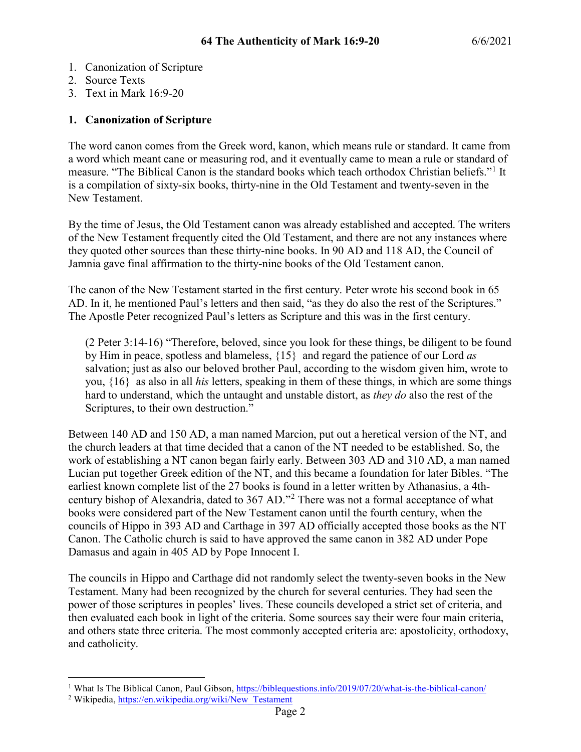1. Canonization of Scripture
2. Source Texts
3. Text in Mark 16:9-20

## 1. Canonization of Scripture

The word canon comes from the Greek word, kanon, which means rule or standard. It came from a word which meant cane or measuring rod, and it eventually came to mean a rule or standard of measure. "The Biblical Canon is the standard books which teach orthodox Christian beliefs."[1] It is a compilation of sixty-six books, thirty-nine in the Old Testament and twenty-seven in the New Testament.

By the time of Jesus, the Old Testament canon was already established and accepted. The writers of the New Testament frequently cited the Old Testament, and there are not any instances where they quoted other sources than these thirty-nine books. In 90 AD and 118 AD, the Council of Jamnia gave final affirmation to the thirty-nine books of the Old Testament canon.

The canon of the New Testament started in the first century. Peter wrote his second book in 65 AD. In it, he mentioned Paul's letters and then said, "as they do also the rest of the Scriptures." The Apostle Peter recognized Paul's letters as Scripture and this was in the first century.

> (2 Peter 3:14-16) "Therefore, beloved, since you look for these things, be diligent to be found by Him in peace, spotless and blameless, {15} and regard the patience of our Lord *as* salvation; just as also our beloved brother Paul, according to the wisdom given him, wrote to you, {16} as also in all *his* letters, speaking in them of these things, in which are some things hard to understand, which the untaught and unstable distort, as *they do* also the rest of the Scriptures, to their own destruction."

Between 140 AD and 150 AD, a man named Marcion, put out a heretical version of the NT, and the church leaders at that time decided that a canon of the NT needed to be established. So, the work of establishing a NT canon began fairly early. Between 303 AD and 310 AD, a man named Lucian put together Greek edition of the NT, and this became a foundation for later Bibles. "The earliest known complete list of the 27 books is found in a letter written by Athanasius, a 4th-century bishop of Alexandria, dated to 367 AD."[2] There was not a formal acceptance of what books were considered part of the New Testament canon until the fourth century, when the councils of Hippo in 393 AD and Carthage in 397 AD officially accepted those books as the NT Canon. The Catholic church is said to have approved the same canon in 382 AD under Pope Damasus and again in 405 AD by Pope Innocent I.

The councils in Hippo and Carthage did not randomly select the twenty-seven books in the New Testament. Many had been recognized by the church for several centuries. They had seen the power of those scriptures in peoples' lives. These councils developed a strict set of criteria, and then evaluated each book in light of the criteria. Some sources say their were four main criteria, and others state three criteria. The most commonly accepted criteria are: apostolicity, orthodoxy, and catholicity.

---

[1] What Is The Biblical Canon, Paul Gibson, https://biblequestions.info/2019/07/20/what-is-the-biblical-canon/

[2] Wikipedia, https://en.wikipedia.org/wiki/New_Testament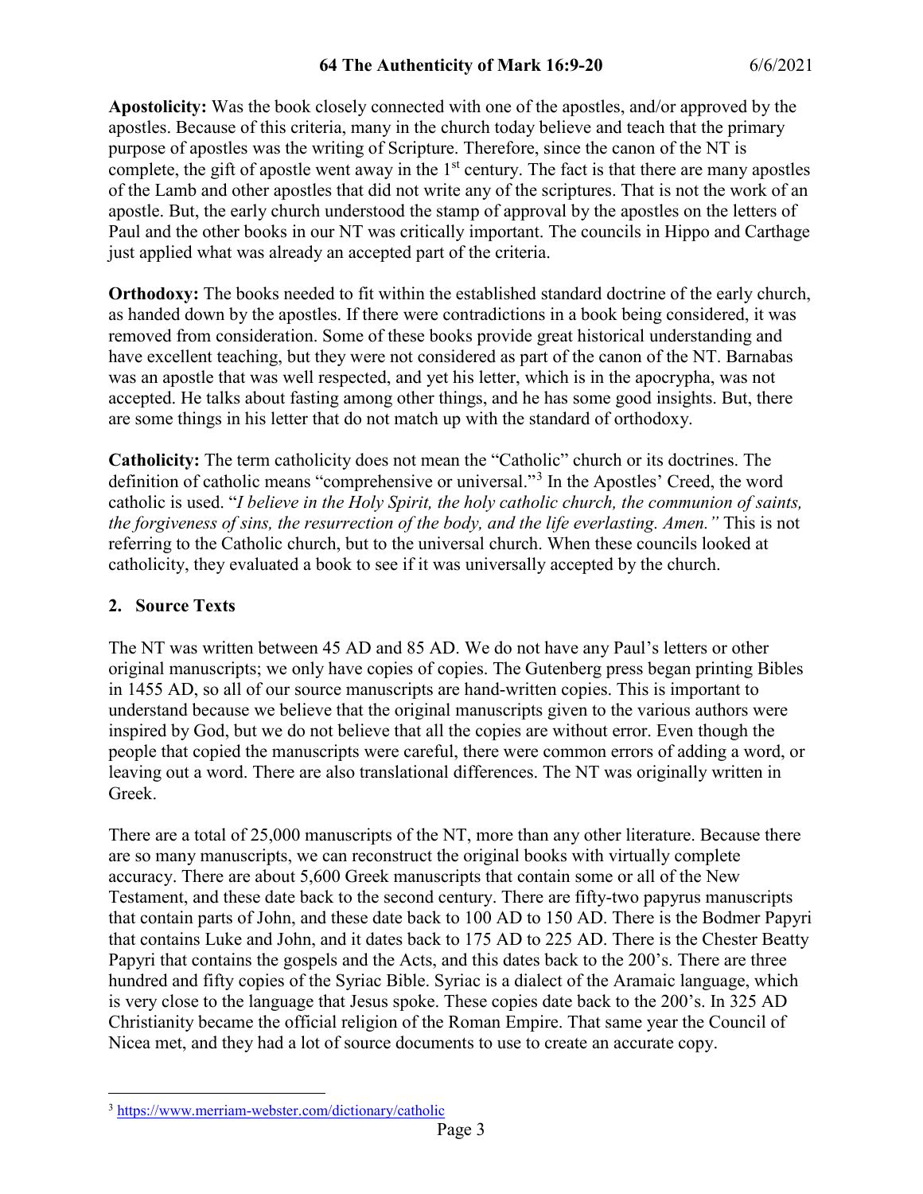**Apostolicity:** Was the book closely connected with one of the apostles, and/or approved by the apostles. Because of this criteria, many in the church today believe and teach that the primary purpose of apostles was the writing of Scripture. Therefore, since the canon of the NT is complete, the gift of apostle went away in the 1st century. The fact is that there are many apostles of the Lamb and other apostles that did not write any of the scriptures. That is not the work of an apostle. But, the early church understood the stamp of approval by the apostles on the letters of Paul and the other books in our NT was critically important. The councils in Hippo and Carthage just applied what was already an accepted part of the criteria.

**Orthodoxy:** The books needed to fit within the established standard doctrine of the early church, as handed down by the apostles. If there were contradictions in a book being considered, it was removed from consideration. Some of these books provide great historical understanding and have excellent teaching, but they were not considered as part of the canon of the NT. Barnabas was an apostle that was well respected, and yet his letter, which is in the apocrypha, was not accepted. He talks about fasting among other things, and he has some good insights. But, there are some things in his letter that do not match up with the standard of orthodoxy.

**Catholicity:** The term catholicity does not mean the "Catholic" church or its doctrines. The definition of catholic means "comprehensive or universal."[3] In the Apostles' Creed, the word catholic is used. "*I believe in the Holy Spirit, the holy catholic church, the communion of saints, the forgiveness of sins, the resurrection of the body, and the life everlasting. Amen."* This is not referring to the Catholic church, but to the universal church. When these councils looked at catholicity, they evaluated a book to see if it was universally accepted by the church.

## 2. Source Texts

The NT was written between 45 AD and 85 AD. We do not have any Paul's letters or other original manuscripts; we only have copies of copies. The Gutenberg press began printing Bibles in 1455 AD, so all of our source manuscripts are hand-written copies. This is important to understand because we believe that the original manuscripts given to the various authors were inspired by God, but we do not believe that all the copies are without error. Even though the people that copied the manuscripts were careful, there were common errors of adding a word, or leaving out a word. There are also translational differences. The NT was originally written in Greek.

There are a total of 25,000 manuscripts of the NT, more than any other literature. Because there are so many manuscripts, we can reconstruct the original books with virtually complete accuracy. There are about 5,600 Greek manuscripts that contain some or all of the New Testament, and these date back to the second century. There are fifty-two papyrus manuscripts that contain parts of John, and these date back to 100 AD to 150 AD. There is the Bodmer Papyri that contains Luke and John, and it dates back to 175 AD to 225 AD. There is the Chester Beatty Papyri that contains the gospels and the Acts, and this dates back to the 200's. There are three hundred and fifty copies of the Syriac Bible. Syriac is a dialect of the Aramaic language, which is very close to the language that Jesus spoke. These copies date back to the 200's. In 325 AD Christianity became the official religion of the Roman Empire. That same year the Council of Nicea met, and they had a lot of source documents to use to create an accurate copy.

---

[3] https://www.merriam-webster.com/dictionary/catholic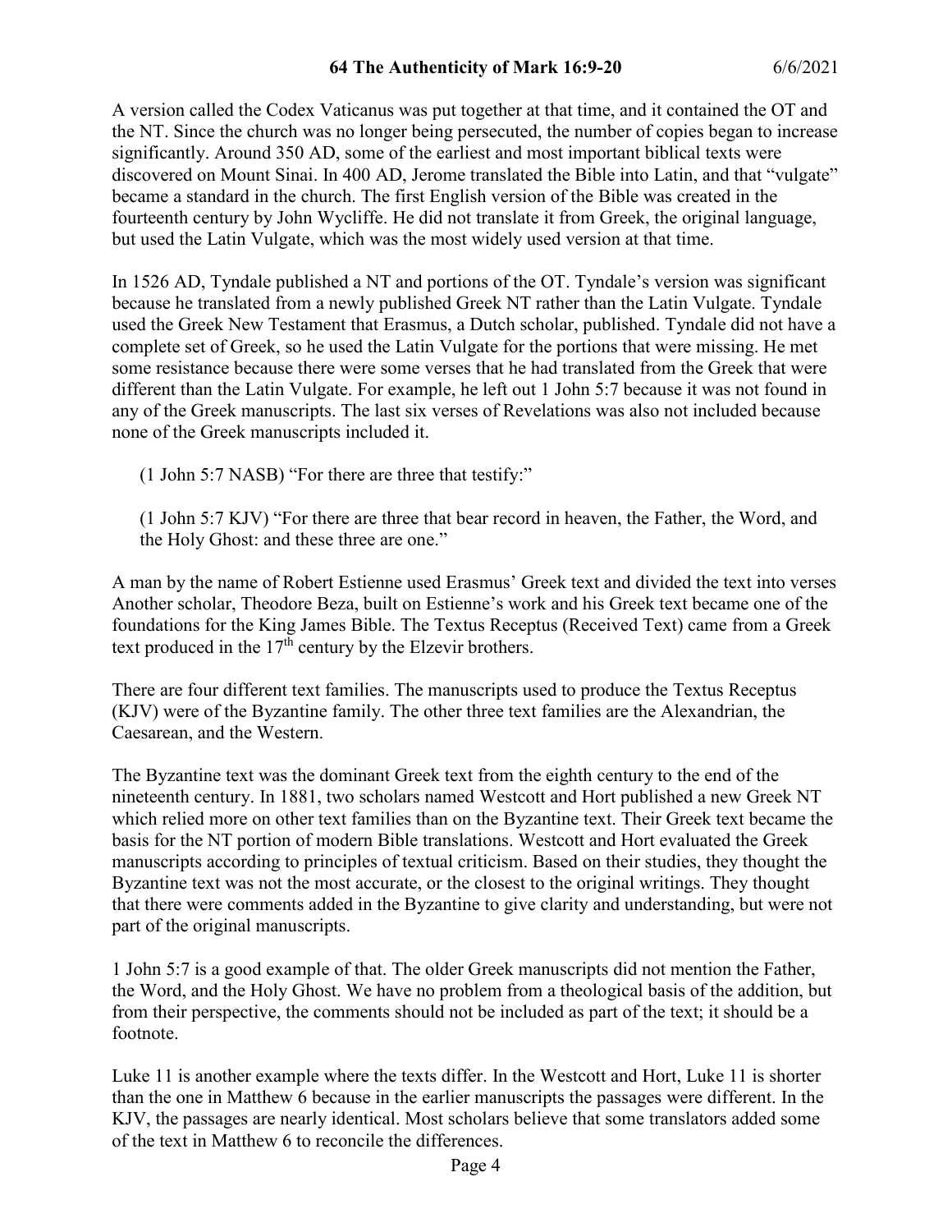A version called the Codex Vaticanus was put together at that time, and it contained the OT and the NT. Since the church was no longer being persecuted, the number of copies began to increase significantly. Around 350 AD, some of the earliest and most important biblical texts were discovered on Mount Sinai. In 400 AD, Jerome translated the Bible into Latin, and that "vulgate" became a standard in the church. The first English version of the Bible was created in the fourteenth century by John Wycliffe. He did not translate it from Greek, the original language, but used the Latin Vulgate, which was the most widely used version at that time.

In 1526 AD, Tyndale published a NT and portions of the OT. Tyndale's version was significant because he translated from a newly published Greek NT rather than the Latin Vulgate. Tyndale used the Greek New Testament that Erasmus, a Dutch scholar, published. Tyndale did not have a complete set of Greek, so he used the Latin Vulgate for the portions that were missing. He met some resistance because there were some verses that he had translated from the Greek that were different than the Latin Vulgate. For example, he left out 1 John 5:7 because it was not found in any of the Greek manuscripts. The last six verses of Revelations was also not included because none of the Greek manuscripts included it.

> (1 John 5:7 NASB) "For there are three that testify:"
>
> (1 John 5:7 KJV) "For there are three that bear record in heaven, the Father, the Word, and the Holy Ghost: and these three are one."

A man by the name of Robert Estienne used Erasmus' Greek text and divided the text into verses Another scholar, Theodore Beza, built on Estienne's work and his Greek text became one of the foundations for the King James Bible. The Textus Receptus (Received Text) came from a Greek text produced in the 17th century by the Elzevir brothers.

There are four different text families. The manuscripts used to produce the Textus Receptus (KJV) were of the Byzantine family. The other three text families are the Alexandrian, the Caesarean, and the Western.

The Byzantine text was the dominant Greek text from the eighth century to the end of the nineteenth century. In 1881, two scholars named Westcott and Hort published a new Greek NT which relied more on other text families than on the Byzantine text. Their Greek text became the basis for the NT portion of modern Bible translations. Westcott and Hort evaluated the Greek manuscripts according to principles of textual criticism. Based on their studies, they thought the Byzantine text was not the most accurate, or the closest to the original writings. They thought that there were comments added in the Byzantine to give clarity and understanding, but were not part of the original manuscripts.

1 John 5:7 is a good example of that. The older Greek manuscripts did not mention the Father, the Word, and the Holy Ghost. We have no problem from a theological basis of the addition, but from their perspective, the comments should not be included as part of the text; it should be a footnote.

Luke 11 is another example where the texts differ. In the Westcott and Hort, Luke 11 is shorter than the one in Matthew 6 because in the earlier manuscripts the passages were different. In the KJV, the passages are nearly identical. Most scholars believe that some translators added some of the text in Matthew 6 to reconcile the differences.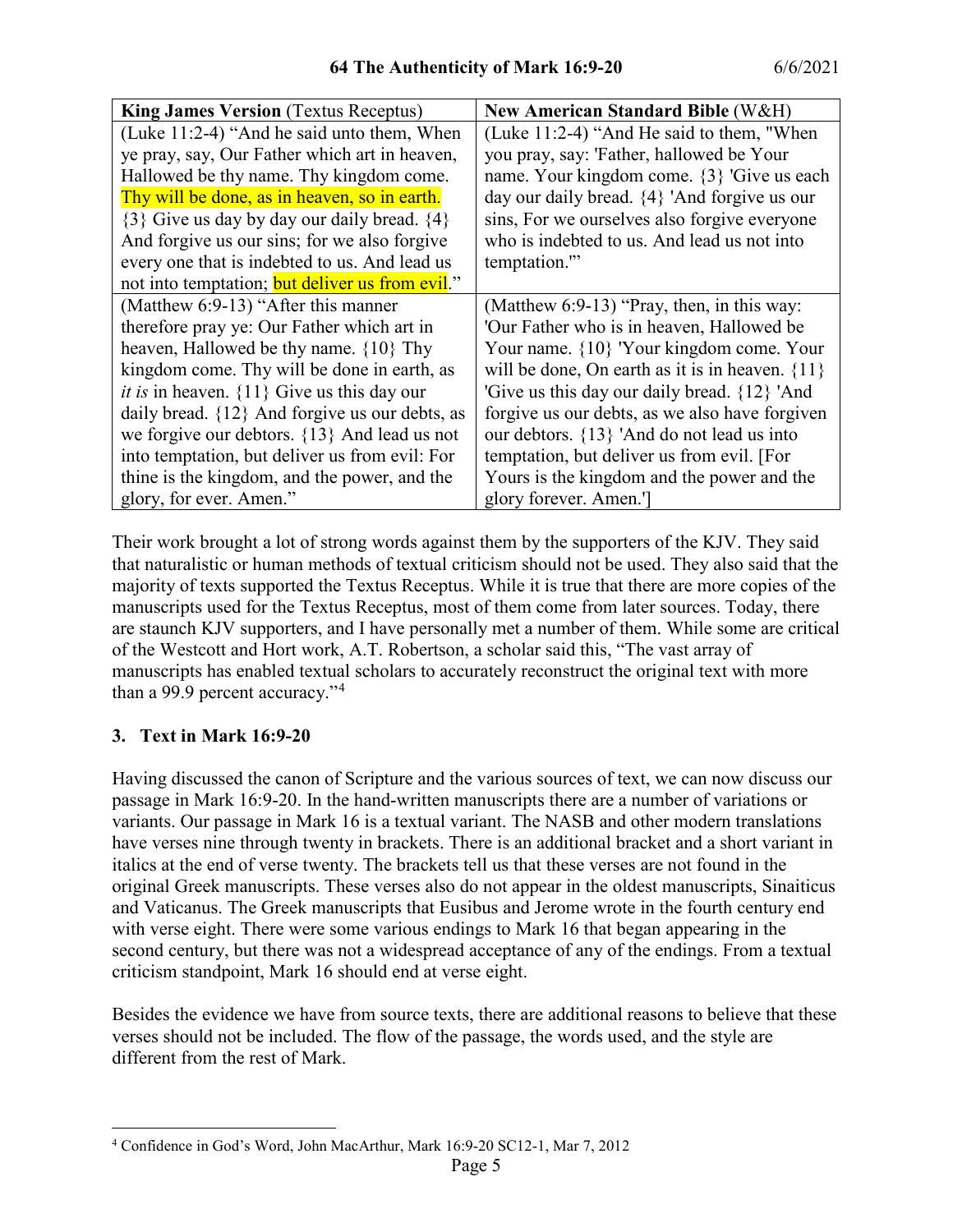| **King James Version** (Textus Receptus) | **New American Standard Bible** (W&H) |
| --- | --- |
| (Luke 11:2-4) "And he said unto them, When ye pray, say, Our Father which art in heaven, Hallowed be thy name. Thy kingdom come. Thy will be done, as in heaven, so in earth. {3} Give us day by day our daily bread. {4} And forgive us our sins; for we also forgive every one that is indebted to us. And lead us not into temptation; but deliver us from evil." | (Luke 11:2-4) "And He said to them, "When you pray, say: 'Father, hallowed be Your name. Your kingdom come. {3} 'Give us each day our daily bread. {4} 'And forgive us our sins, For we ourselves also forgive everyone who is indebted to us. And lead us not into temptation.'" |
| (Matthew 6:9-13) "After this manner therefore pray ye: Our Father which art in heaven, Hallowed be thy name. {10} Thy kingdom come. Thy will be done in earth, as *it is* in heaven. {11} Give us this day our daily bread. {12} And forgive us our debts, as we forgive our debtors. {13} And lead us not into temptation, but deliver us from evil: For thine is the kingdom, and the power, and the glory, for ever. Amen." | (Matthew 6:9-13) "Pray, then, in this way: 'Our Father who is in heaven, Hallowed be Your name. {10} 'Your kingdom come. Your will be done, On earth as it is in heaven. {11} 'Give us this day our daily bread. {12} 'And forgive us our debts, as we also have forgiven our debtors. {13} 'And do not lead us into temptation, but deliver us from evil. [For Yours is the kingdom and the power and the glory forever. Amen.'] |

Their work brought a lot of strong words against them by the supporters of the KJV. They said that naturalistic or human methods of textual criticism should not be used. They also said that the majority of texts supported the Textus Receptus. While it is true that there are more copies of the manuscripts used for the Textus Receptus, most of them come from later sources. Today, there are staunch KJV supporters, and I have personally met a number of them. While some are critical of the Westcott and Hort work, A.T. Robertson, a scholar said this, "The vast array of manuscripts has enabled textual scholars to accurately reconstruct the original text with more than a 99.9 percent accuracy."[4]

### 3. Text in Mark 16:9-20

Having discussed the canon of Scripture and the various sources of text, we can now discuss our passage in Mark 16:9-20. In the hand-written manuscripts there are a number of variations or variants. Our passage in Mark 16 is a textual variant. The NASB and other modern translations have verses nine through twenty in brackets. There is an additional bracket and a short variant in italics at the end of verse twenty. The brackets tell us that these verses are not found in the original Greek manuscripts. These verses also do not appear in the oldest manuscripts, Sinaiticus and Vaticanus. The Greek manuscripts that Eusibus and Jerome wrote in the fourth century end with verse eight. There were some various endings to Mark 16 that began appearing in the second century, but there was not a widespread acceptance of any of the endings. From a textual criticism standpoint, Mark 16 should end at verse eight.

Besides the evidence we have from source texts, there are additional reasons to believe that these verses should not be included. The flow of the passage, the words used, and the style are different from the rest of Mark.

---

[4] Confidence in God's Word, John MacArthur, Mark 16:9-20 SC12-1, Mar 7, 2012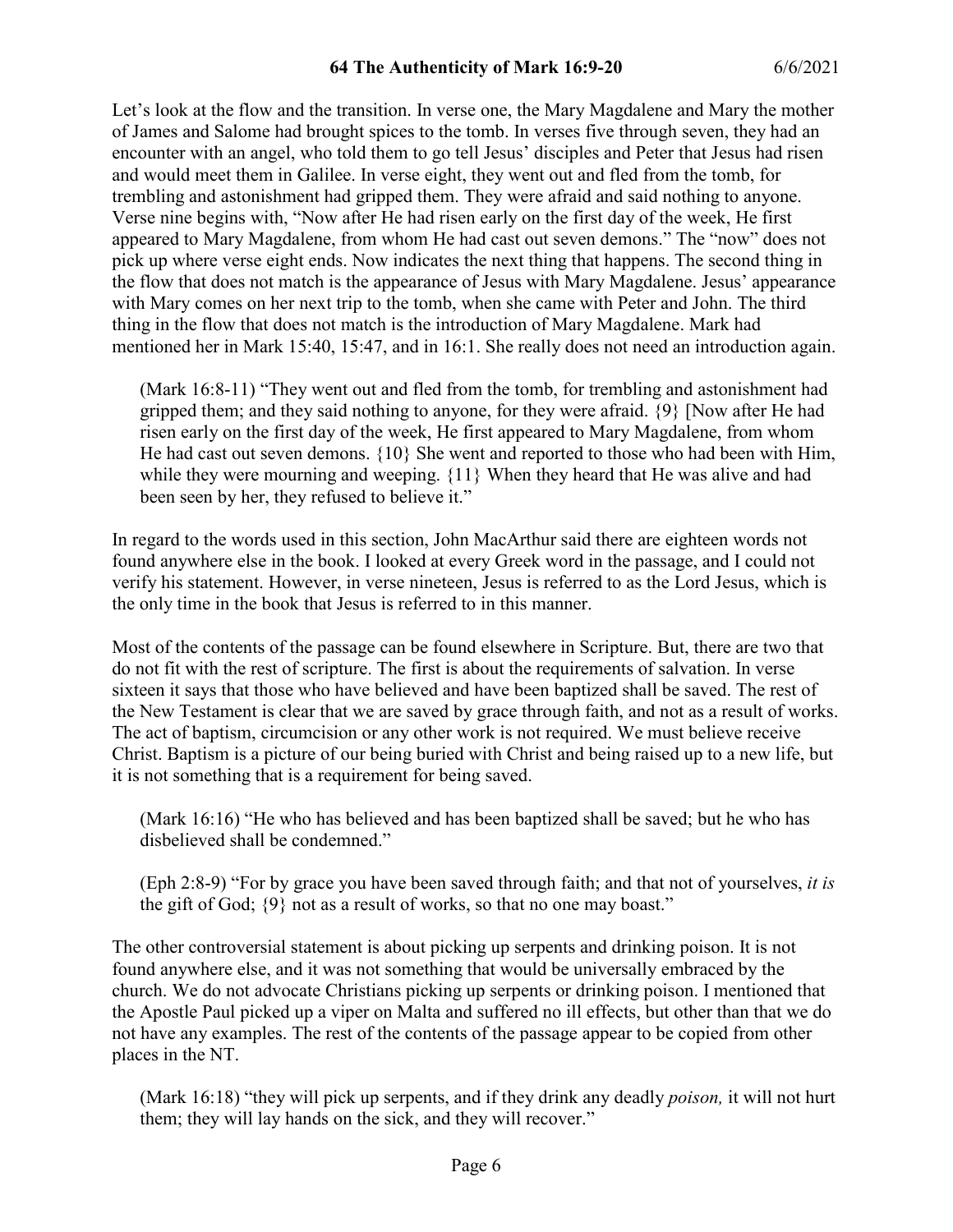Let's look at the flow and the transition. In verse one, the Mary Magdalene and Mary the mother of James and Salome had brought spices to the tomb. In verses five through seven, they had an encounter with an angel, who told them to go tell Jesus' disciples and Peter that Jesus had risen and would meet them in Galilee. In verse eight, they went out and fled from the tomb, for trembling and astonishment had gripped them. They were afraid and said nothing to anyone. Verse nine begins with, "Now after He had risen early on the first day of the week, He first appeared to Mary Magdalene, from whom He had cast out seven demons." The "now" does not pick up where verse eight ends. Now indicates the next thing that happens. The second thing in the flow that does not match is the appearance of Jesus with Mary Magdalene. Jesus' appearance with Mary comes on her next trip to the tomb, when she came with Peter and John. The third thing in the flow that does not match is the introduction of Mary Magdalene. Mark had mentioned her in Mark 15:40, 15:47, and in 16:1. She really does not need an introduction again.

> (Mark 16:8-11) "They went out and fled from the tomb, for trembling and astonishment had gripped them; and they said nothing to anyone, for they were afraid. {9} [Now after He had risen early on the first day of the week, He first appeared to Mary Magdalene, from whom He had cast out seven demons. {10} She went and reported to those who had been with Him, while they were mourning and weeping. {11} When they heard that He was alive and had been seen by her, they refused to believe it."

In regard to the words used in this section, John MacArthur said there are eighteen words not found anywhere else in the book. I looked at every Greek word in the passage, and I could not verify his statement. However, in verse nineteen, Jesus is referred to as the Lord Jesus, which is the only time in the book that Jesus is referred to in this manner.

Most of the contents of the passage can be found elsewhere in Scripture. But, there are two that do not fit with the rest of scripture. The first is about the requirements of salvation. In verse sixteen it says that those who have believed and have been baptized shall be saved. The rest of the New Testament is clear that we are saved by grace through faith, and not as a result of works. The act of baptism, circumcision or any other work is not required. We must believe receive Christ. Baptism is a picture of our being buried with Christ and being raised up to a new life, but it is not something that is a requirement for being saved.

> (Mark 16:16) "He who has believed and has been baptized shall be saved; but he who has disbelieved shall be condemned."

> (Eph 2:8-9) "For by grace you have been saved through faith; and that not of yourselves, *it is* the gift of God; {9} not as a result of works, so that no one may boast."

The other controversial statement is about picking up serpents and drinking poison. It is not found anywhere else, and it was not something that would be universally embraced by the church. We do not advocate Christians picking up serpents or drinking poison. I mentioned that the Apostle Paul picked up a viper on Malta and suffered no ill effects, but other than that we do not have any examples. The rest of the contents of the passage appear to be copied from other places in the NT.

> (Mark 16:18) "they will pick up serpents, and if they drink any deadly *poison,* it will not hurt them; they will lay hands on the sick, and they will recover."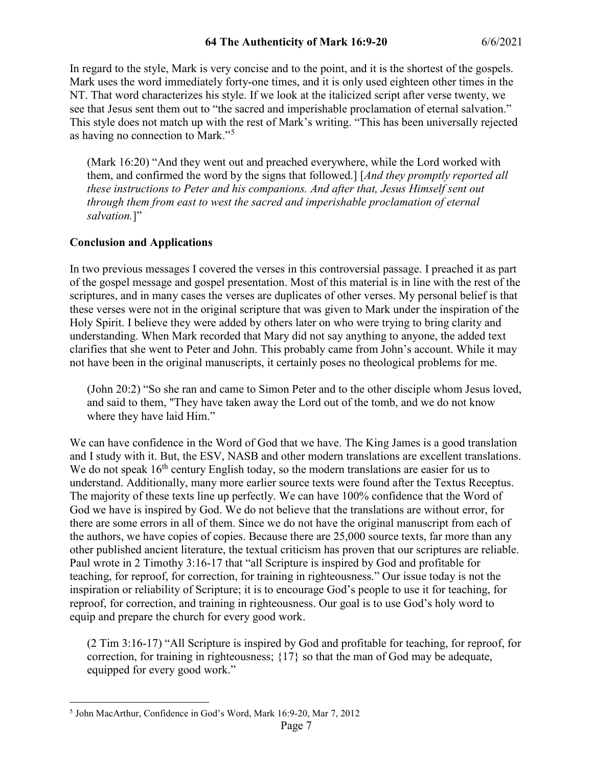In regard to the style, Mark is very concise and to the point, and it is the shortest of the gospels. Mark uses the word immediately forty-one times, and it is only used eighteen other times in the NT. That word characterizes his style. If we look at the italicized script after verse twenty, we see that Jesus sent them out to "the sacred and imperishable proclamation of eternal salvation." This style does not match up with the rest of Mark's writing. "This has been universally rejected as having no connection to Mark."[5]

> (Mark 16:20) "And they went out and preached everywhere, while the Lord worked with them, and confirmed the word by the signs that followed.] [*And they promptly reported all these instructions to Peter and his companions. And after that, Jesus Himself sent out through them from east to west the sacred and imperishable proclamation of eternal salvation.*]"

**Conclusion and Applications**

In two previous messages I covered the verses in this controversial passage. I preached it as part of the gospel message and gospel presentation. Most of this material is in line with the rest of the scriptures, and in many cases the verses are duplicates of other verses. My personal belief is that these verses were not in the original scripture that was given to Mark under the inspiration of the Holy Spirit. I believe they were added by others later on who were trying to bring clarity and understanding. When Mark recorded that Mary did not say anything to anyone, the added text clarifies that she went to Peter and John. This probably came from John's account. While it may not have been in the original manuscripts, it certainly poses no theological problems for me.

> (John 20:2) "So she ran and came to Simon Peter and to the other disciple whom Jesus loved, and said to them, "They have taken away the Lord out of the tomb, and we do not know where they have laid Him."

We can have confidence in the Word of God that we have. The King James is a good translation and I study with it. But, the ESV, NASB and other modern translations are excellent translations. We do not speak 16th century English today, so the modern translations are easier for us to understand. Additionally, many more earlier source texts were found after the Textus Receptus. The majority of these texts line up perfectly. We can have 100% confidence that the Word of God we have is inspired by God. We do not believe that the translations are without error, for there are some errors in all of them. Since we do not have the original manuscript from each of the authors, we have copies of copies. Because there are 25,000 source texts, far more than any other published ancient literature, the textual criticism has proven that our scriptures are reliable. Paul wrote in 2 Timothy 3:16-17 that "all Scripture is inspired by God and profitable for teaching, for reproof, for correction, for training in righteousness." Our issue today is not the inspiration or reliability of Scripture; it is to encourage God's people to use it for teaching, for reproof, for correction, and training in righteousness. Our goal is to use God's holy word to equip and prepare the church for every good work.

> (2 Tim 3:16-17) "All Scripture is inspired by God and profitable for teaching, for reproof, for correction, for training in righteousness; {17} so that the man of God may be adequate, equipped for every good work."

---

[5] John MacArthur, Confidence in God's Word, Mark 16:9-20, Mar 7, 2012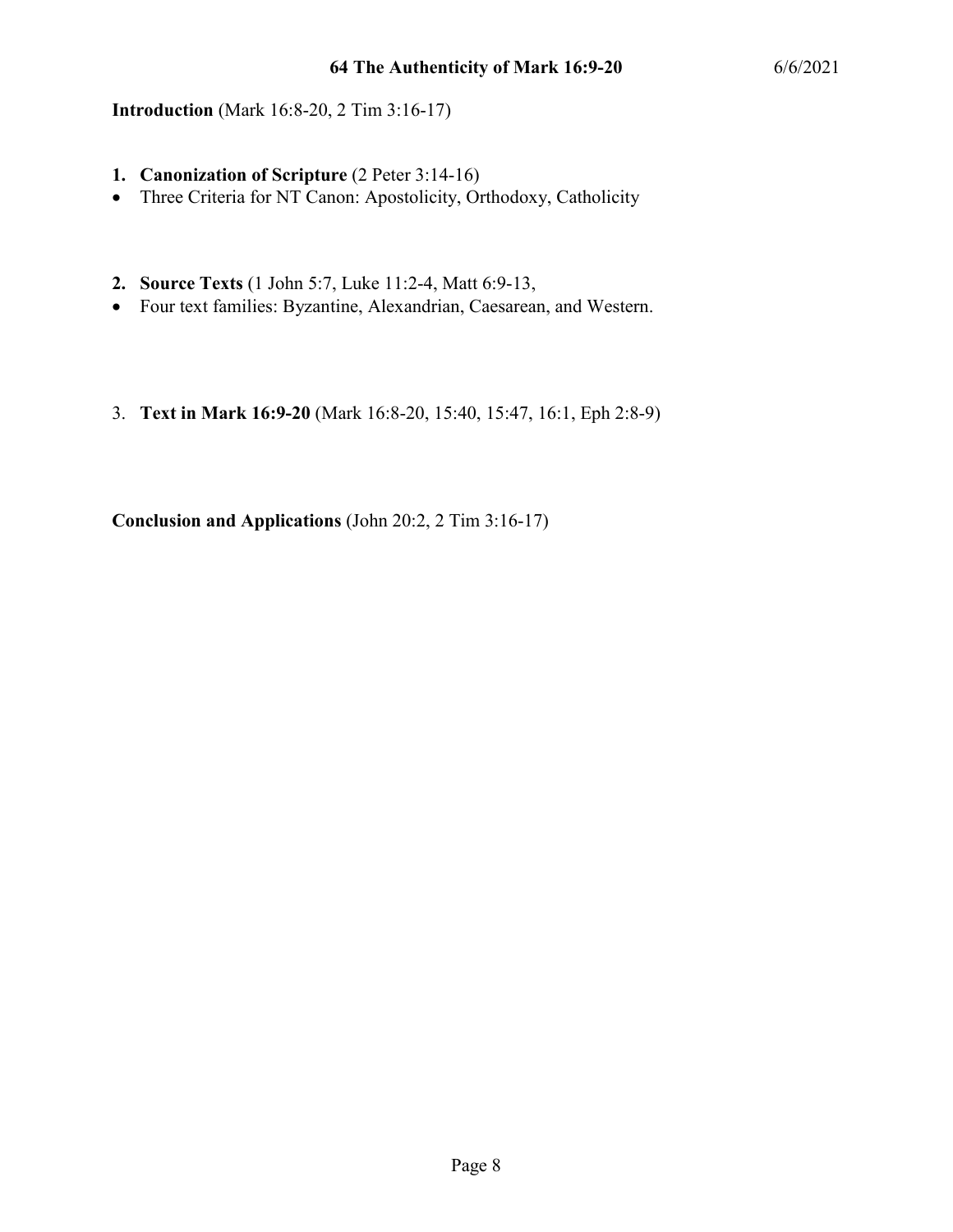# 64 The Authenticity of Mark 16:9-20

6/6/2021

**Introduction** (Mark 16:8-20, 2 Tim 3:16-17)

1. **Canonization of Scripture** (2 Peter 3:14-16)

- Three Criteria for NT Canon: Apostolicity, Orthodoxy, Catholicity

2. **Source Texts** (1 John 5:7, Luke 11:2-4, Matt 6:9-13,

- Four text families: Byzantine, Alexandrian, Caesarean, and Western.

3. **Text in Mark 16:9-20** (Mark 16:8-20, 15:40, 15:47, 16:1, Eph 2:8-9)

**Conclusion and Applications** (John 20:2, 2 Tim 3:16-17)